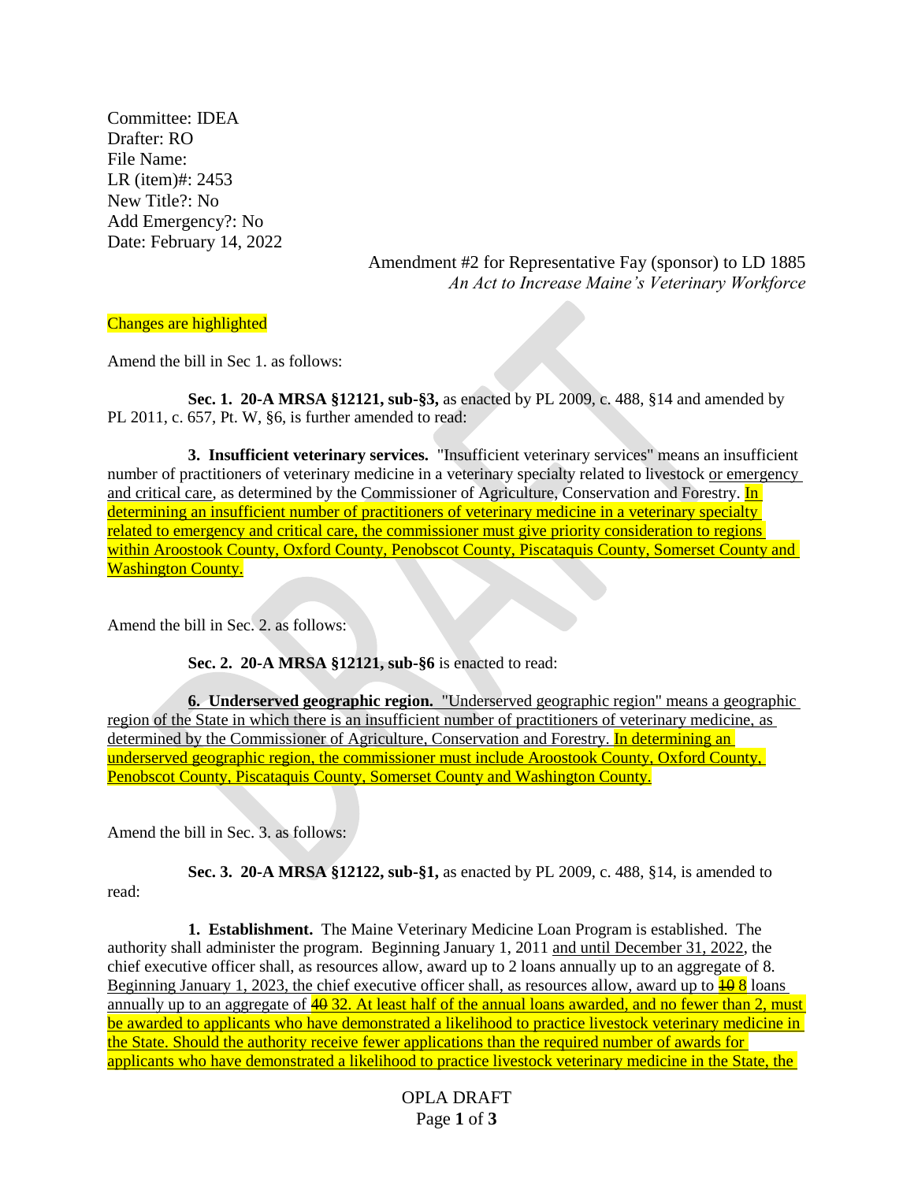Committee: IDEA
Drafter: RO
File Name:
LR (item)#: 2453
New Title?: No
Add Emergency?: No
Date: February 14, 2022

Amendment #2 for Representative Fay (sponsor) to LD 1885
*An Act to Increase Maine's Veterinary Workforce*

Changes are highlighted

Amend the bill in Sec 1. as follows:

**Sec. 1. 20-A MRSA §12121, sub-§3,** as enacted by PL 2009, c. 488, §14 and amended by PL 2011, c. 657, Pt. W, §6, is further amended to read:

**3. Insufficient veterinary services.** "Insufficient veterinary services" means an insufficient number of practitioners of veterinary medicine in a veterinary specialty related to livestock or emergency and critical care, as determined by the Commissioner of Agriculture, Conservation and Forestry. In determining an insufficient number of practitioners of veterinary medicine in a veterinary specialty related to emergency and critical care, the commissioner must give priority consideration to regions within Aroostook County, Oxford County, Penobscot County, Piscataquis County, Somerset County and Washington County.

Amend the bill in Sec. 2. as follows:

**Sec. 2. 20-A MRSA §12121, sub-§6** is enacted to read:

**6. Underserved geographic region.** "Underserved geographic region" means a geographic region of the State in which there is an insufficient number of practitioners of veterinary medicine, as determined by the Commissioner of Agriculture, Conservation and Forestry. In determining an underserved geographic region, the commissioner must include Aroostook County, Oxford County, Penobscot County, Piscataquis County, Somerset County and Washington County.

Amend the bill in Sec. 3. as follows:

**Sec. 3. 20-A MRSA §12122, sub-§1,** as enacted by PL 2009, c. 488, §14, is amended to read:

**1. Establishment.** The Maine Veterinary Medicine Loan Program is established. The authority shall administer the program. Beginning January 1, 2011 and until December 31, 2022, the chief executive officer shall, as resources allow, award up to 2 loans annually up to an aggregate of 8. Beginning January 1, 2023, the chief executive officer shall, as resources allow, award up to ~~10~~ 8 loans annually up to an aggregate of ~~40~~ 32. At least half of the annual loans awarded, and no fewer than 2, must be awarded to applicants who have demonstrated a likelihood to practice livestock veterinary medicine in the State. Should the authority receive fewer applications than the required number of awards for applicants who have demonstrated a likelihood to practice livestock veterinary medicine in the State, the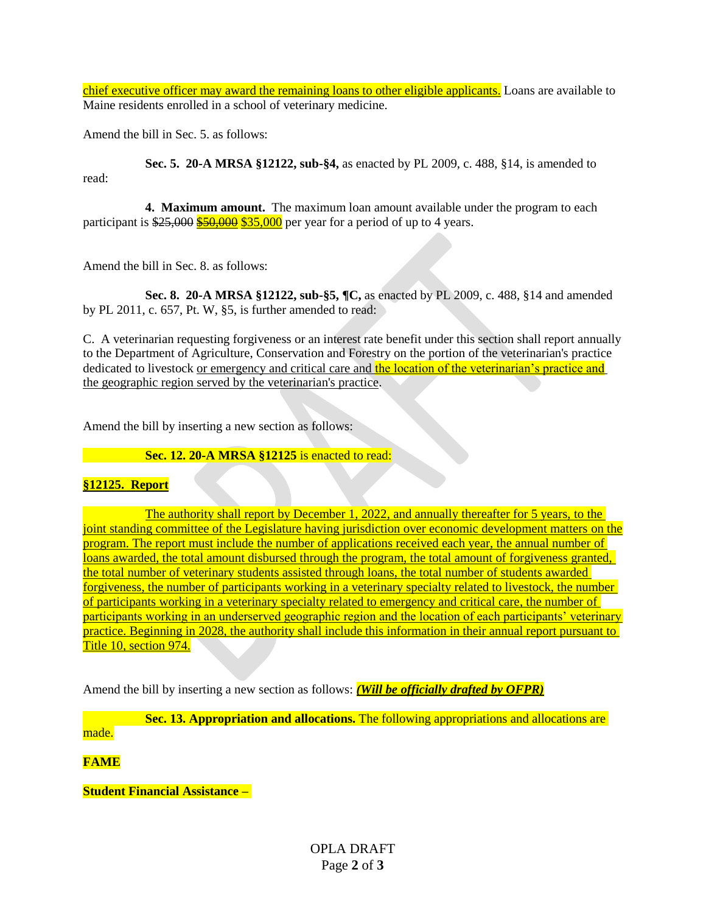chief executive officer may award the remaining loans to other eligible applicants. Loans are available to Maine residents enrolled in a school of veterinary medicine.

Amend the bill in Sec. 5. as follows:

**Sec. 5. 20-A MRSA §12122, sub-§4,** as enacted by PL 2009, c. 488, §14, is amended to read:

**4. Maximum amount.** The maximum loan amount available under the program to each participant is ~~$25,000~~ ~~$50,000~~ $35,000 per year for a period of up to 4 years.

Amend the bill in Sec. 8. as follows:

**Sec. 8. 20-A MRSA §12122, sub-§5, ¶C,** as enacted by PL 2009, c. 488, §14 and amended by PL 2011, c. 657, Pt. W, §5, is further amended to read:

C. A veterinarian requesting forgiveness or an interest rate benefit under this section shall report annually to the Department of Agriculture, Conservation and Forestry on the portion of the veterinarian's practice dedicated to livestock or emergency and critical care and the location of the veterinarian's practice and the geographic region served by the veterinarian's practice.

Amend the bill by inserting a new section as follows:

**Sec. 12. 20-A MRSA §12125** is enacted to read:

**§12125. Report**

The authority shall report by December 1, 2022, and annually thereafter for 5 years, to the joint standing committee of the Legislature having jurisdiction over economic development matters on the program. The report must include the number of applications received each year, the annual number of loans awarded, the total amount disbursed through the program, the total amount of forgiveness granted, the total number of veterinary students assisted through loans, the total number of students awarded forgiveness, the number of participants working in a veterinary specialty related to livestock, the number of participants working in a veterinary specialty related to emergency and critical care, the number of participants working in an underserved geographic region and the location of each participants' veterinary practice. Beginning in 2028, the authority shall include this information in their annual report pursuant to Title 10, section 974.

Amend the bill by inserting a new section as follows: ***(Will be officially drafted by OFPR)***

**Sec. 13. Appropriation and allocations.** The following appropriations and allocations are made.

**FAME**

**Student Financial Assistance –**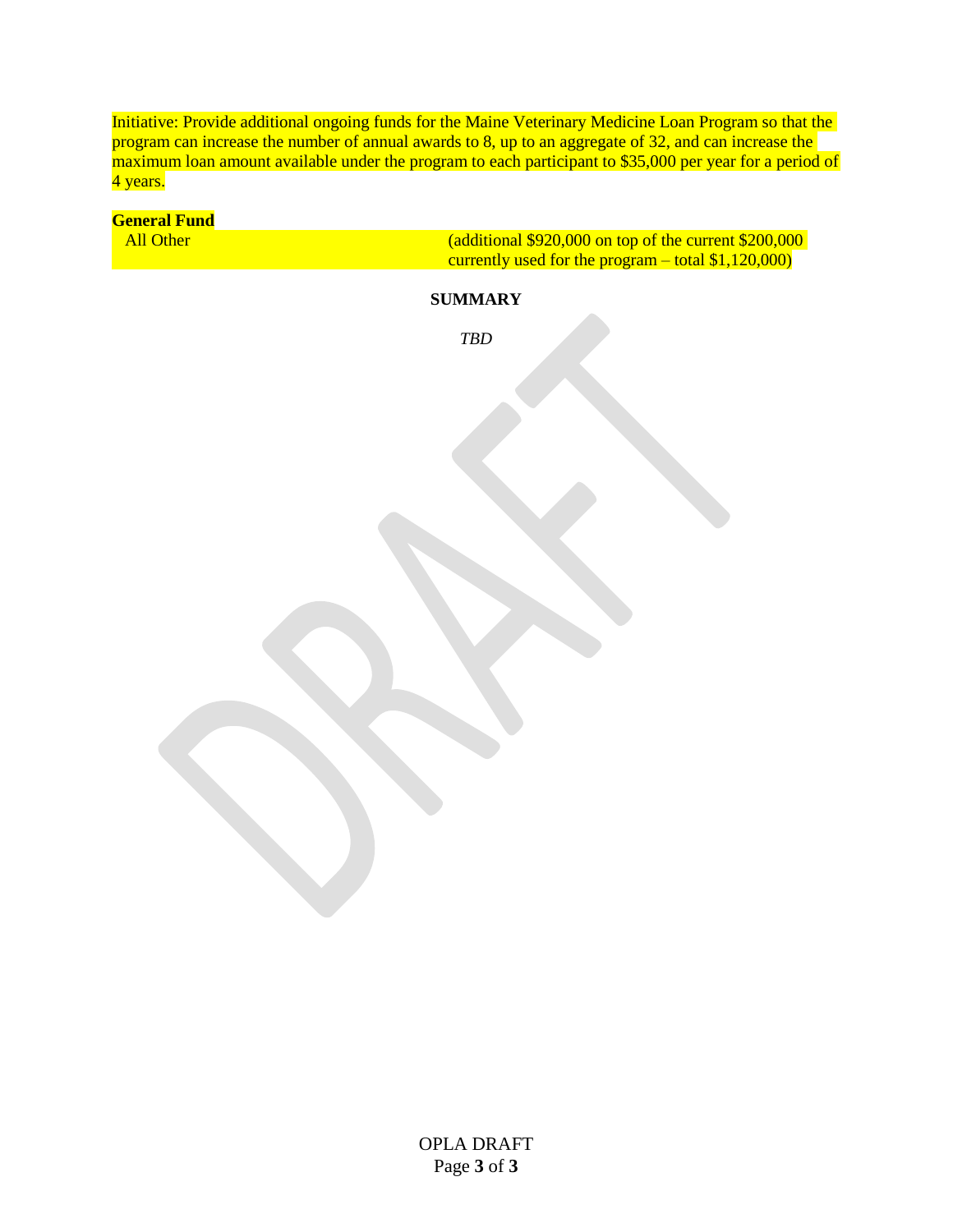Initiative: Provide additional ongoing funds for the Maine Veterinary Medicine Loan Program so that the program can increase the number of annual awards to 8, up to an aggregate of 32, and can increase the maximum loan amount available under the program to each participant to $35,000 per year for a period of 4 years.

**General Fund**

| | |
|---|---|
| All Other | (additional $920,000 on top of the current $200,000 currently used for the program – total $1,120,000) |

**SUMMARY**

*TBD*